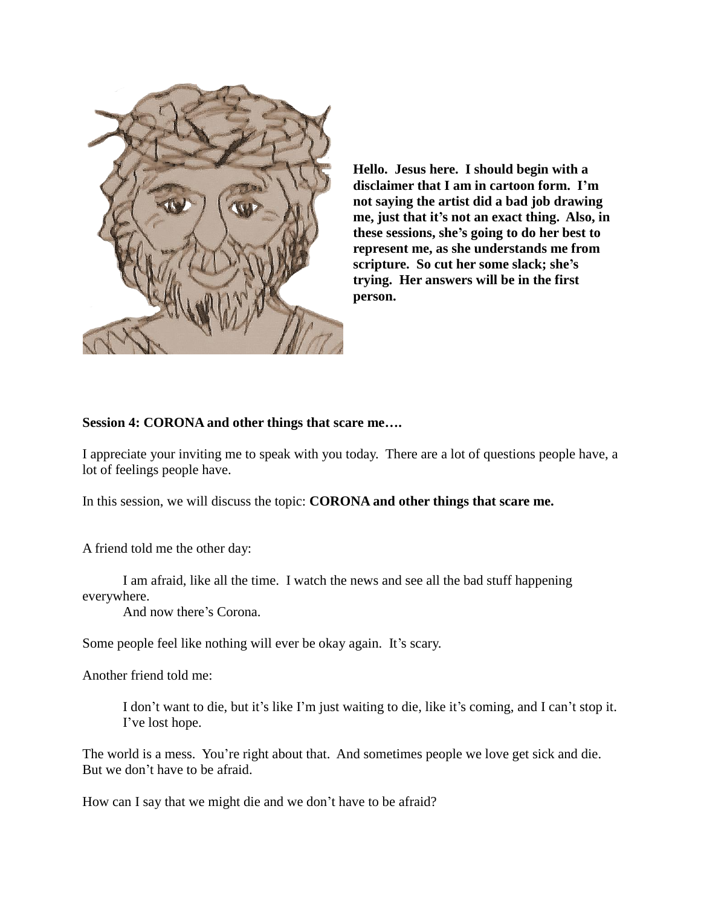**Hello. Jesus here. I should begin with a disclaimer that I am in cartoon form. I'm not saying the artist did a bad job drawing me, just that it's not an exact thing. Also, in these sessions, she's going to do her best to represent me, as she understands me from scripture. So cut her some slack; she's trying. Her answers will be in the first person.**

**Session 4: CORONA and other things that scare me….**

I appreciate your inviting me to speak with you today. There are a lot of questions people have, a lot of feelings people have.

In this session, we will discuss the topic: **CORONA and other things that scare me.**

A friend told me the other day:

> I am afraid, like all the time. I watch the news and see all the bad stuff happening everywhere.
> And now there's Corona.

Some people feel like nothing will ever be okay again. It's scary.

Another friend told me:

> I don't want to die, but it's like I'm just waiting to die, like it's coming, and I can't stop it. I've lost hope.

The world is a mess. You're right about that. And sometimes people we love get sick and die. But we don't have to be afraid.

How can I say that we might die and we don't have to be afraid?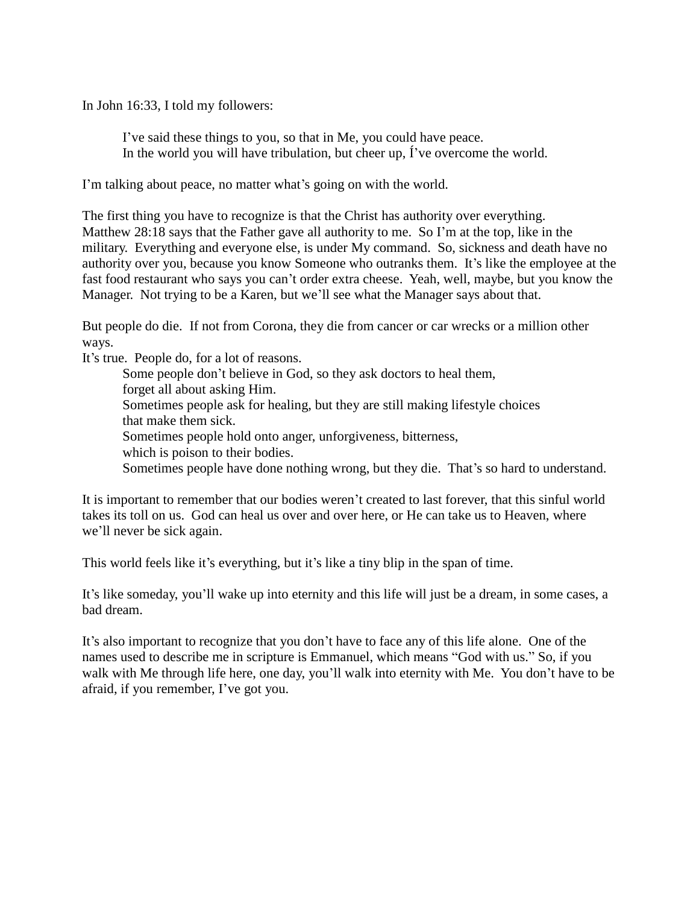In John 16:33, I told my followers:

> I've said these things to you, so that in Me, you could have peace.
> In the world you will have tribulation, but cheer up, Í've overcome the world.

I'm talking about peace, no matter what's going on with the world.

The first thing you have to recognize is that the Christ has authority over everything. Matthew 28:18 says that the Father gave all authority to me. So I'm at the top, like in the military. Everything and everyone else, is under My command. So, sickness and death have no authority over you, because you know Someone who outranks them. It's like the employee at the fast food restaurant who says you can't order extra cheese. Yeah, well, maybe, but you know the Manager. Not trying to be a Karen, but we'll see what the Manager says about that.

But people do die. If not from Corona, they die from cancer or car wrecks or a million other ways.
It's true. People do, for a lot of reasons.

> Some people don't believe in God, so they ask doctors to heal them,
> forget all about asking Him.
> Sometimes people ask for healing, but they are still making lifestyle choices
> that make them sick.
> Sometimes people hold onto anger, unforgiveness, bitterness,
> which is poison to their bodies.
> Sometimes people have done nothing wrong, but they die. That's so hard to understand.

It is important to remember that our bodies weren't created to last forever, that this sinful world takes its toll on us. God can heal us over and over here, or He can take us to Heaven, where we'll never be sick again.

This world feels like it's everything, but it's like a tiny blip in the span of time.

It's like someday, you'll wake up into eternity and this life will just be a dream, in some cases, a bad dream.

It's also important to recognize that you don't have to face any of this life alone. One of the names used to describe me in scripture is Emmanuel, which means "God with us." So, if you walk with Me through life here, one day, you'll walk into eternity with Me. You don't have to be afraid, if you remember, I've got you.